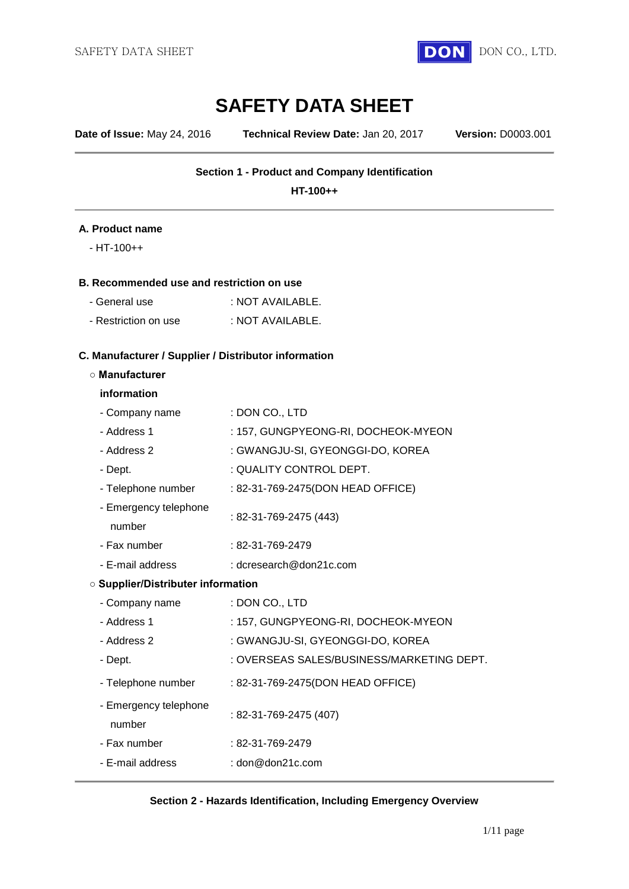# SAFETY DATA SHEET

**Date of Issue:** May 24, 2016 **Technical Review Date:** Jan 20, 2017 **Version:** D0003.001

## Section 1 - Product and Company Identification

**HT-100++**

### A. Product name

- HT-100++

### B. Recommended use and restriction on use

- General use : NOT AVAILABLE.
- Restriction on use : NOT AVAILABLE.

### C. Manufacturer / Supplier / Distributor information

○ **Manufacturer information**

- Company name : DON CO., LTD
- Address 1 : 157, GUNGPYEONG-RI, DOCHEOK-MYEON
- Address 2 : GWANGJU-SI, GYEONGGI-DO, KOREA
- Dept. : QUALITY CONTROL DEPT.
- Telephone number : 82-31-769-2475(DON HEAD OFFICE)
- Emergency telephone number : 82-31-769-2475 (443)
- Fax number : 82-31-769-2479
- E-mail address : dcresearch@don21c.com

○ **Supplier/Distributer information**

- Company name : DON CO., LTD
- Address 1 : 157, GUNGPYEONG-RI, DOCHEOK-MYEON
- Address 2 : GWANGJU-SI, GYEONGGI-DO, KOREA
- Dept. : OVERSEAS SALES/BUSINESS/MARKETING DEPT.
- Telephone number : 82-31-769-2475(DON HEAD OFFICE)
- Emergency telephone number : 82-31-769-2475 (407)
- Fax number : 82-31-769-2479
- E-mail address : don@don21c.com

## Section 2 - Hazards Identification, Including Emergency Overview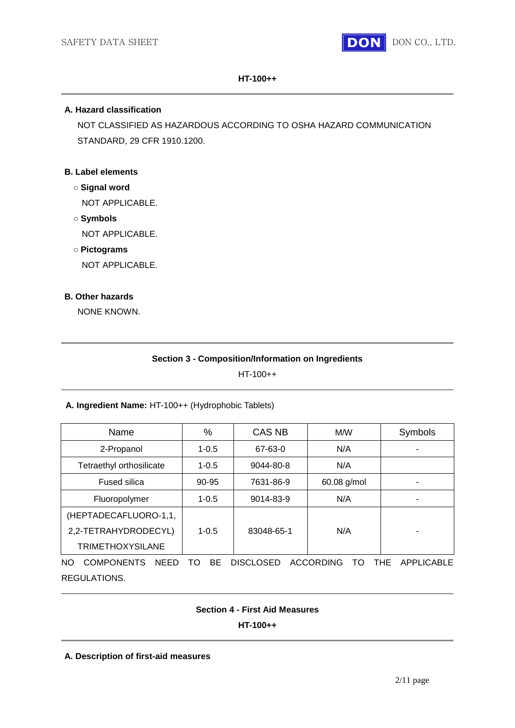**HT-100++**

---

**A. Hazard classification**

NOT CLASSIFIED AS HAZARDOUS ACCORDING TO OSHA HAZARD COMMUNICATION STANDARD, 29 CFR 1910.1200.

**B. Label elements**

○ **Signal word**

NOT APPLICABLE.

○ **Symbols**

NOT APPLICABLE.

○ **Pictograms**

NOT APPLICABLE.

**B. Other hazards**

NONE KNOWN.

---

## Section 3 - Composition/Information on Ingredients

HT-100++

---

**A. Ingredient Name:** HT-100++ (Hydrophobic Tablets)

| Name | % | CAS NB | M/W | Symbols |
|---|---|---|---|---|
| 2-Propanol | 1-0.5 | 67-63-0 | N/A | - |
| Tetraethyl orthosilicate | 1-0.5 | 9044-80-8 | N/A | |
| Fused silica | 90-95 | 7631-86-9 | 60.08 g/mol | - |
| Fluoropolymer | 1-0.5 | 9014-83-9 | N/A | - |
| (HEPTADECAFLUORO-1,1, 2,2-TETRAHYDRODECYL) TRIMETHOXYSILANE | 1-0.5 | 83048-65-1 | N/A | - |

NO COMPONENTS NEED TO BE DISCLOSED ACCORDING TO THE APPLICABLE REGULATIONS.

---

## Section 4 - First Aid Measures

**HT-100++**

---

**A. Description of first-aid measures**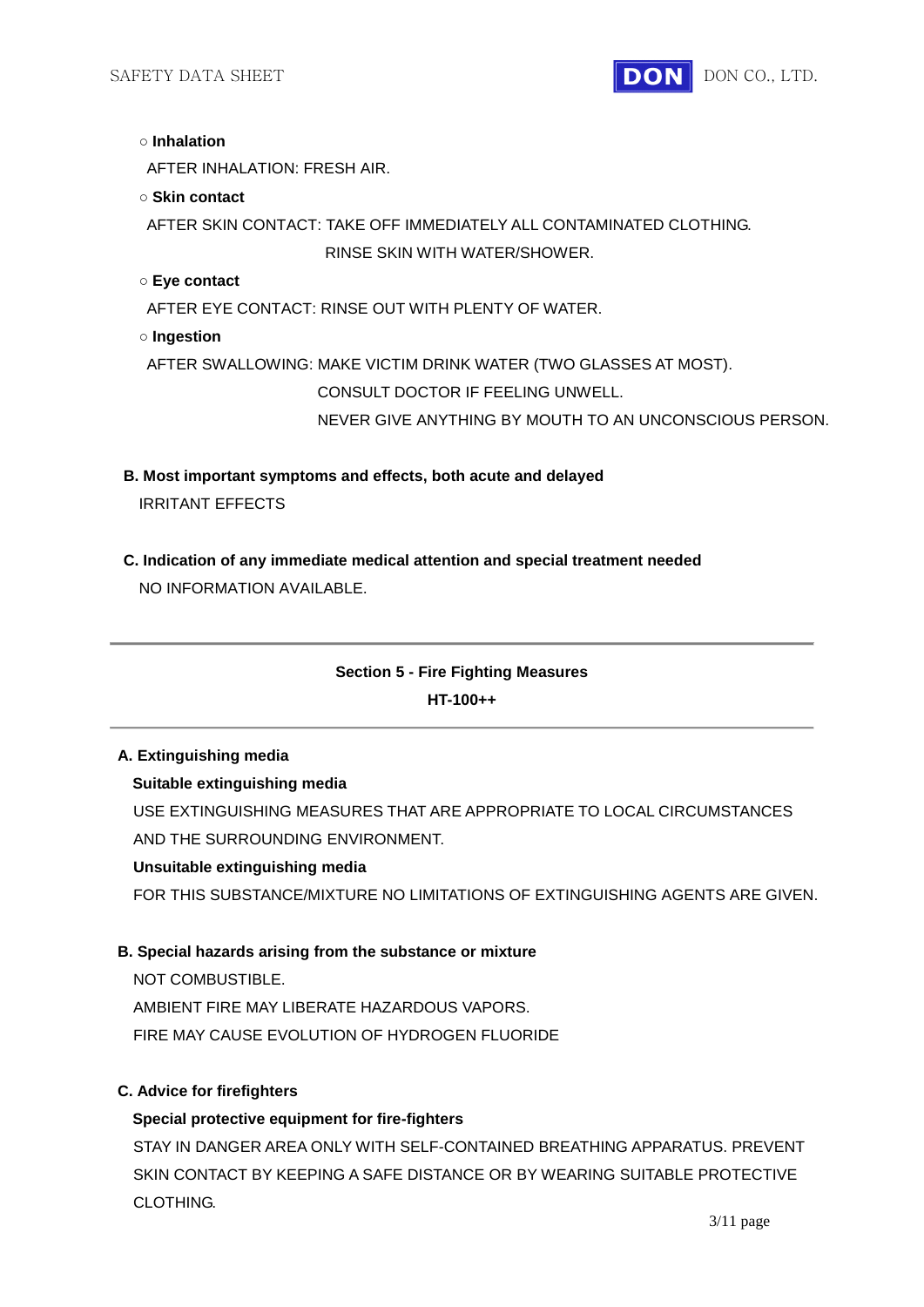○ **Inhalation**

AFTER INHALATION: FRESH AIR.

○ **Skin contact**

AFTER SKIN CONTACT: TAKE OFF IMMEDIATELY ALL CONTAMINATED CLOTHING.
RINSE SKIN WITH WATER/SHOWER.

○ **Eye contact**

AFTER EYE CONTACT: RINSE OUT WITH PLENTY OF WATER.

○ **Ingestion**

AFTER SWALLOWING: MAKE VICTIM DRINK WATER (TWO GLASSES AT MOST).
CONSULT DOCTOR IF FEELING UNWELL.
NEVER GIVE ANYTHING BY MOUTH TO AN UNCONSCIOUS PERSON.

**B. Most important symptoms and effects, both acute and delayed**

IRRITANT EFFECTS

**C. Indication of any immediate medical attention and special treatment needed**

NO INFORMATION AVAILABLE.

---

## Section 5 - Fire Fighting Measures

**HT-100++**

---

**A. Extinguishing media**

**Suitable extinguishing media**

USE EXTINGUISHING MEASURES THAT ARE APPROPRIATE TO LOCAL CIRCUMSTANCES AND THE SURROUNDING ENVIRONMENT.

**Unsuitable extinguishing media**

FOR THIS SUBSTANCE/MIXTURE NO LIMITATIONS OF EXTINGUISHING AGENTS ARE GIVEN.

**B. Special hazards arising from the substance or mixture**

NOT COMBUSTIBLE.

AMBIENT FIRE MAY LIBERATE HAZARDOUS VAPORS.

FIRE MAY CAUSE EVOLUTION OF HYDROGEN FLUORIDE

**C. Advice for firefighters**

**Special protective equipment for fire-fighters**

STAY IN DANGER AREA ONLY WITH SELF-CONTAINED BREATHING APPARATUS. PREVENT SKIN CONTACT BY KEEPING A SAFE DISTANCE OR BY WEARING SUITABLE PROTECTIVE CLOTHING.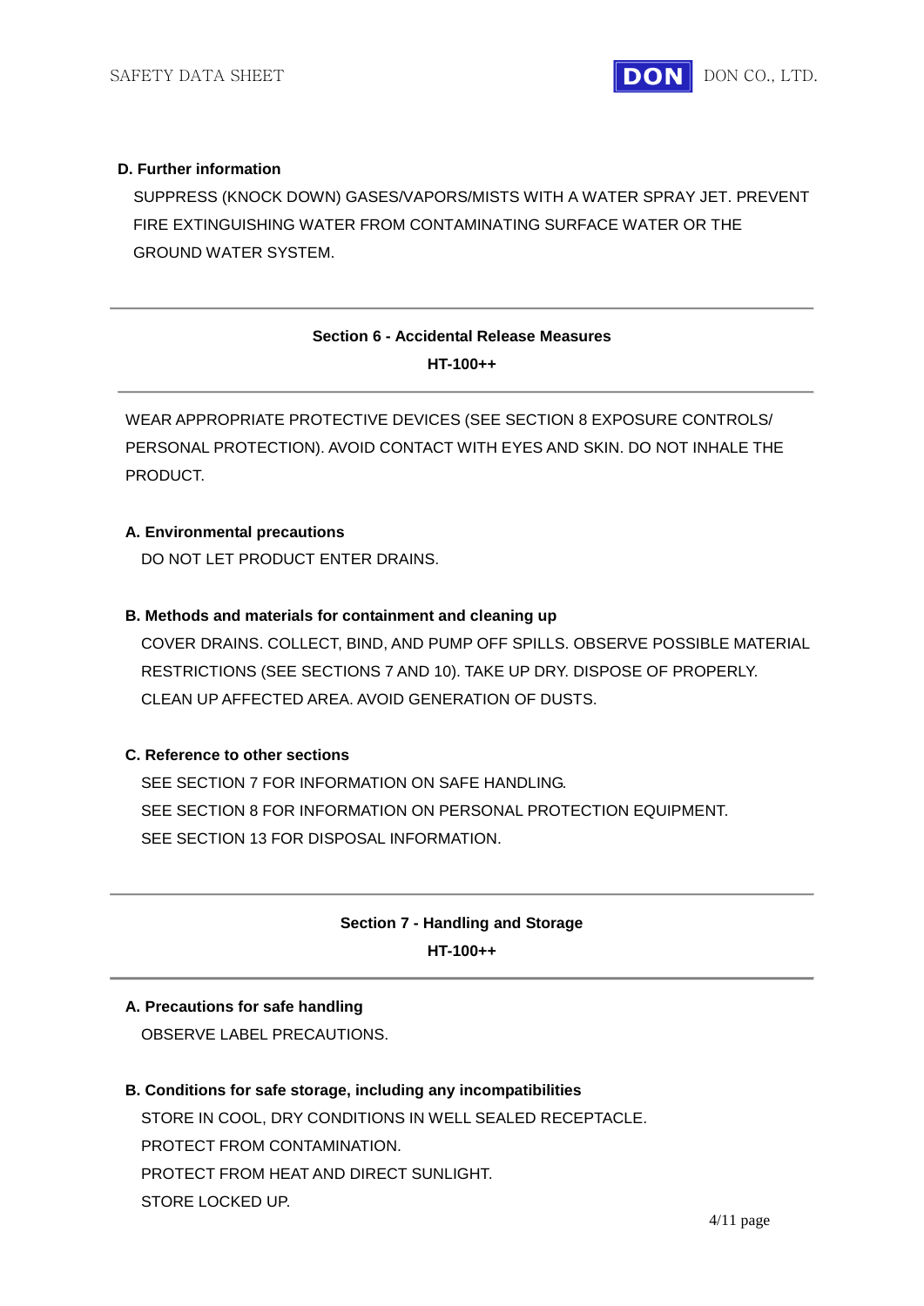### D. Further information

SUPPRESS (KNOCK DOWN) GASES/VAPORS/MISTS WITH A WATER SPRAY JET. PREVENT FIRE EXTINGUISHING WATER FROM CONTAMINATING SURFACE WATER OR THE GROUND WATER SYSTEM.

---

## Section 6 - Accidental Release Measures

**HT-100++**

---

WEAR APPROPRIATE PROTECTIVE DEVICES (SEE SECTION 8 EXPOSURE CONTROLS/ PERSONAL PROTECTION). AVOID CONTACT WITH EYES AND SKIN. DO NOT INHALE THE PRODUCT.

### A. Environmental precautions

DO NOT LET PRODUCT ENTER DRAINS.

### B. Methods and materials for containment and cleaning up

COVER DRAINS. COLLECT, BIND, AND PUMP OFF SPILLS. OBSERVE POSSIBLE MATERIAL RESTRICTIONS (SEE SECTIONS 7 AND 10). TAKE UP DRY. DISPOSE OF PROPERLY. CLEAN UP AFFECTED AREA. AVOID GENERATION OF DUSTS.

### C. Reference to other sections

SEE SECTION 7 FOR INFORMATION ON SAFE HANDLING.
SEE SECTION 8 FOR INFORMATION ON PERSONAL PROTECTION EQUIPMENT.
SEE SECTION 13 FOR DISPOSAL INFORMATION.

---

## Section 7 - Handling and Storage

**HT-100++**

---

### A. Precautions for safe handling

OBSERVE LABEL PRECAUTIONS.

### B. Conditions for safe storage, including any incompatibilities

STORE IN COOL, DRY CONDITIONS IN WELL SEALED RECEPTACLE.
PROTECT FROM CONTAMINATION.
PROTECT FROM HEAT AND DIRECT SUNLIGHT.
STORE LOCKED UP.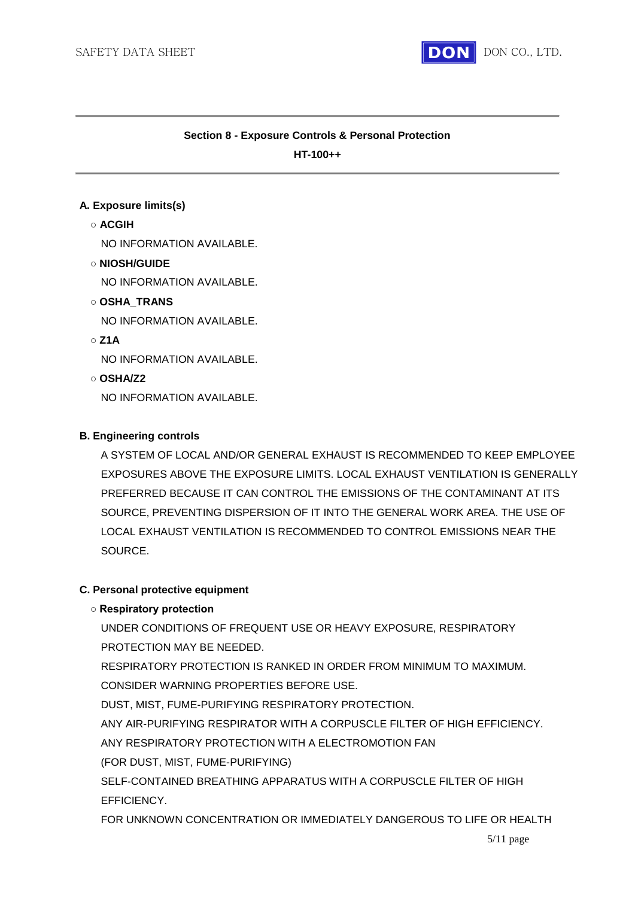## Section 8 - Exposure Controls & Personal Protection

**HT-100++**

**A. Exposure limits(s)**

○ **ACGIH**

NO INFORMATION AVAILABLE.

○ **NIOSH/GUIDE**

NO INFORMATION AVAILABLE.

○ **OSHA_TRANS**

NO INFORMATION AVAILABLE.

○ **Z1A**

NO INFORMATION AVAILABLE.

○ **OSHA/Z2**

NO INFORMATION AVAILABLE.

**B. Engineering controls**

A SYSTEM OF LOCAL AND/OR GENERAL EXHAUST IS RECOMMENDED TO KEEP EMPLOYEE EXPOSURES ABOVE THE EXPOSURE LIMITS. LOCAL EXHAUST VENTILATION IS GENERALLY PREFERRED BECAUSE IT CAN CONTROL THE EMISSIONS OF THE CONTAMINANT AT ITS SOURCE, PREVENTING DISPERSION OF IT INTO THE GENERAL WORK AREA. THE USE OF LOCAL EXHAUST VENTILATION IS RECOMMENDED TO CONTROL EMISSIONS NEAR THE SOURCE.

**C. Personal protective equipment**

○ **Respiratory protection**

UNDER CONDITIONS OF FREQUENT USE OR HEAVY EXPOSURE, RESPIRATORY PROTECTION MAY BE NEEDED.

RESPIRATORY PROTECTION IS RANKED IN ORDER FROM MINIMUM TO MAXIMUM.

CONSIDER WARNING PROPERTIES BEFORE USE.

DUST, MIST, FUME-PURIFYING RESPIRATORY PROTECTION.

ANY AIR-PURIFYING RESPIRATOR WITH A CORPUSCLE FILTER OF HIGH EFFICIENCY.

ANY RESPIRATORY PROTECTION WITH A ELECTROMOTION FAN

(FOR DUST, MIST, FUME-PURIFYING)

SELF-CONTAINED BREATHING APPARATUS WITH A CORPUSCLE FILTER OF HIGH EFFICIENCY.

FOR UNKNOWN CONCENTRATION OR IMMEDIATELY DANGEROUS TO LIFE OR HEALTH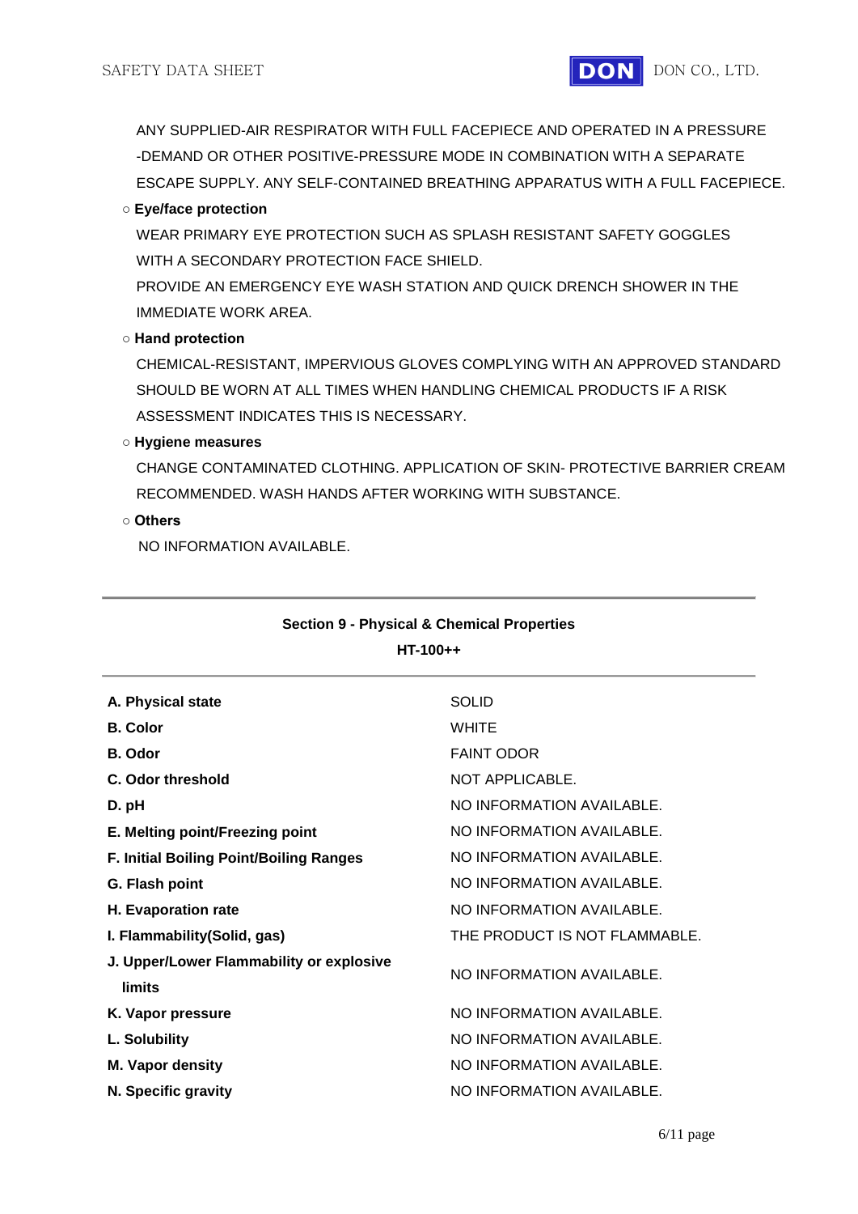ANY SUPPLIED-AIR RESPIRATOR WITH FULL FACEPIECE AND OPERATED IN A PRESSURE -DEMAND OR OTHER POSITIVE-PRESSURE MODE IN COMBINATION WITH A SEPARATE ESCAPE SUPPLY. ANY SELF-CONTAINED BREATHING APPARATUS WITH A FULL FACEPIECE.

○ **Eye/face protection**

WEAR PRIMARY EYE PROTECTION SUCH AS SPLASH RESISTANT SAFETY GOGGLES WITH A SECONDARY PROTECTION FACE SHIELD.

PROVIDE AN EMERGENCY EYE WASH STATION AND QUICK DRENCH SHOWER IN THE IMMEDIATE WORK AREA.

○ **Hand protection**

CHEMICAL-RESISTANT, IMPERVIOUS GLOVES COMPLYING WITH AN APPROVED STANDARD SHOULD BE WORN AT ALL TIMES WHEN HANDLING CHEMICAL PRODUCTS IF A RISK ASSESSMENT INDICATES THIS IS NECESSARY.

○ **Hygiene measures**

CHANGE CONTAMINATED CLOTHING. APPLICATION OF SKIN- PROTECTIVE BARRIER CREAM RECOMMENDED. WASH HANDS AFTER WORKING WITH SUBSTANCE.

○ **Others**

NO INFORMATION AVAILABLE.

---

## Section 9 - Physical & Chemical Properties

**HT-100++**

---

| | |
|---|---|
| **A. Physical state** | SOLID |
| **B. Color** | WHITE |
| **B. Odor** | FAINT ODOR |
| **C. Odor threshold** | NOT APPLICABLE. |
| **D. pH** | NO INFORMATION AVAILABLE. |
| **E. Melting point/Freezing point** | NO INFORMATION AVAILABLE. |
| **F. Initial Boiling Point/Boiling Ranges** | NO INFORMATION AVAILABLE. |
| **G. Flash point** | NO INFORMATION AVAILABLE. |
| **H. Evaporation rate** | NO INFORMATION AVAILABLE. |
| **I. Flammability(Solid, gas)** | THE PRODUCT IS NOT FLAMMABLE. |
| **J. Upper/Lower Flammability or explosive limits** | NO INFORMATION AVAILABLE. |
| **K. Vapor pressure** | NO INFORMATION AVAILABLE. |
| **L. Solubility** | NO INFORMATION AVAILABLE. |
| **M. Vapor density** | NO INFORMATION AVAILABLE. |
| **N. Specific gravity** | NO INFORMATION AVAILABLE. |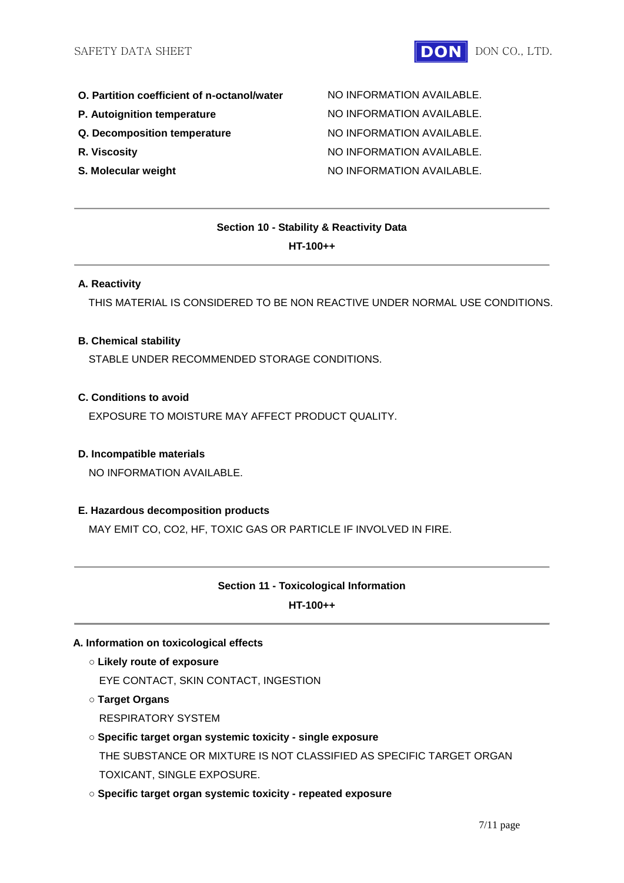| | |
|---|---|
| **O. Partition coefficient of n-octanol/water** | NO INFORMATION AVAILABLE. |
| **P. Autoignition temperature** | NO INFORMATION AVAILABLE. |
| **Q. Decomposition temperature** | NO INFORMATION AVAILABLE. |
| **R. Viscosity** | NO INFORMATION AVAILABLE. |
| **S. Molecular weight** | NO INFORMATION AVAILABLE. |

---

## Section 10 - Stability & Reactivity Data

**HT-100++**

---

**A. Reactivity**

THIS MATERIAL IS CONSIDERED TO BE NON REACTIVE UNDER NORMAL USE CONDITIONS.

**B. Chemical stability**

STABLE UNDER RECOMMENDED STORAGE CONDITIONS.

**C. Conditions to avoid**

EXPOSURE TO MOISTURE MAY AFFECT PRODUCT QUALITY.

**D. Incompatible materials**

NO INFORMATION AVAILABLE.

**E. Hazardous decomposition products**

MAY EMIT CO, $CO_2$, HF, TOXIC GAS OR PARTICLE IF INVOLVED IN FIRE.

---

## Section 11 - Toxicological Information

**HT-100++**

---

**A. Information on toxicological effects**

- **Likely route of exposure**

  EYE CONTACT, SKIN CONTACT, INGESTION

- **Target Organs**

  RESPIRATORY SYSTEM

- **Specific target organ systemic toxicity - single exposure**

  THE SUBSTANCE OR MIXTURE IS NOT CLASSIFIED AS SPECIFIC TARGET ORGAN TOXICANT, SINGLE EXPOSURE.

- **Specific target organ systemic toxicity - repeated exposure**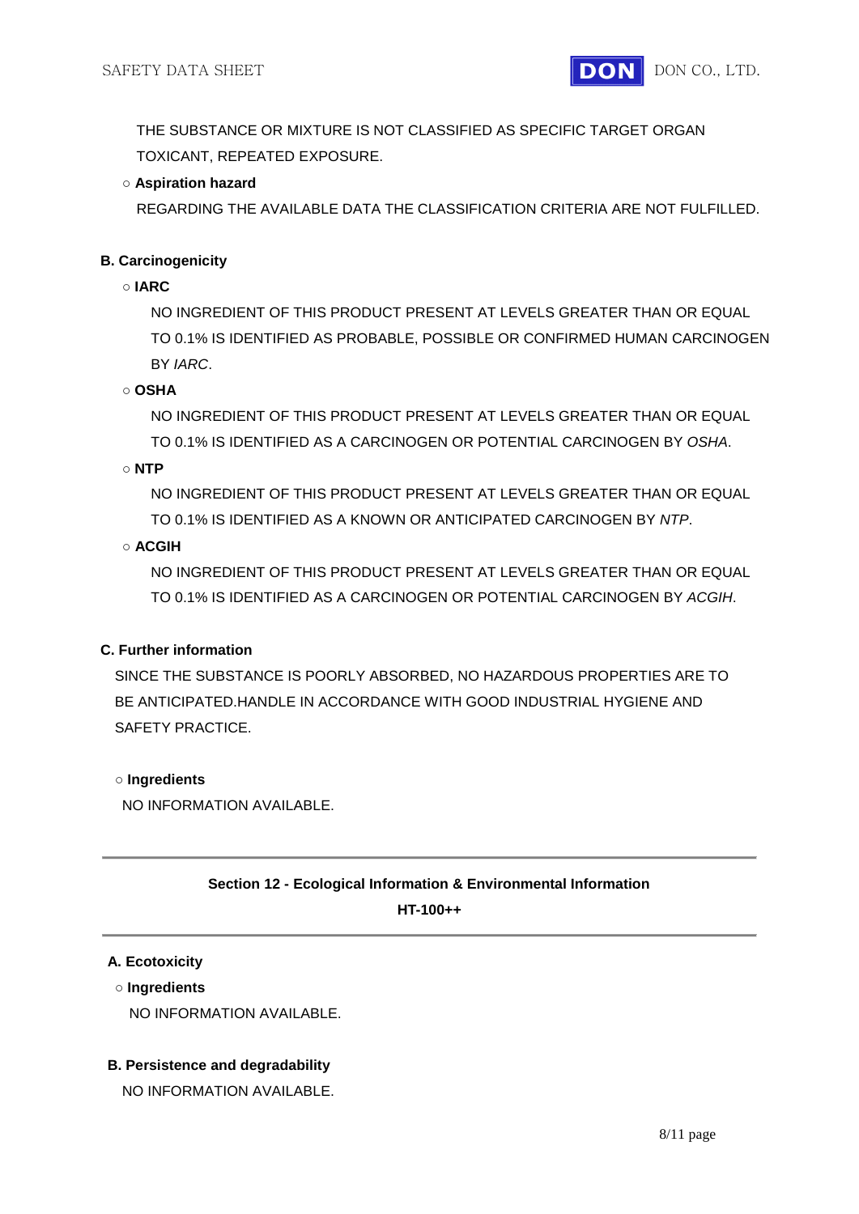THE SUBSTANCE OR MIXTURE IS NOT CLASSIFIED AS SPECIFIC TARGET ORGAN TOXICANT, REPEATED EXPOSURE.

○ **Aspiration hazard**

REGARDING THE AVAILABLE DATA THE CLASSIFICATION CRITERIA ARE NOT FULFILLED.

**B. Carcinogenicity**

○ **IARC**

NO INGREDIENT OF THIS PRODUCT PRESENT AT LEVELS GREATER THAN OR EQUAL TO 0.1% IS IDENTIFIED AS PROBABLE, POSSIBLE OR CONFIRMED HUMAN CARCINOGEN BY *IARC*.

○ **OSHA**

NO INGREDIENT OF THIS PRODUCT PRESENT AT LEVELS GREATER THAN OR EQUAL TO 0.1% IS IDENTIFIED AS A CARCINOGEN OR POTENTIAL CARCINOGEN BY *OSHA*.

○ **NTP**

NO INGREDIENT OF THIS PRODUCT PRESENT AT LEVELS GREATER THAN OR EQUAL TO 0.1% IS IDENTIFIED AS A KNOWN OR ANTICIPATED CARCINOGEN BY *NTP*.

○ **ACGIH**

NO INGREDIENT OF THIS PRODUCT PRESENT AT LEVELS GREATER THAN OR EQUAL TO 0.1% IS IDENTIFIED AS A CARCINOGEN OR POTENTIAL CARCINOGEN BY *ACGIH*.

**C. Further information**

SINCE THE SUBSTANCE IS POORLY ABSORBED, NO HAZARDOUS PROPERTIES ARE TO BE ANTICIPATED.HANDLE IN ACCORDANCE WITH GOOD INDUSTRIAL HYGIENE AND SAFETY PRACTICE.

○ **Ingredients**

NO INFORMATION AVAILABLE.

---

## Section 12 - Ecological Information & Environmental Information

**HT-100++**

---

**A. Ecotoxicity**

○ **Ingredients**

NO INFORMATION AVAILABLE.

**B. Persistence and degradability**

NO INFORMATION AVAILABLE.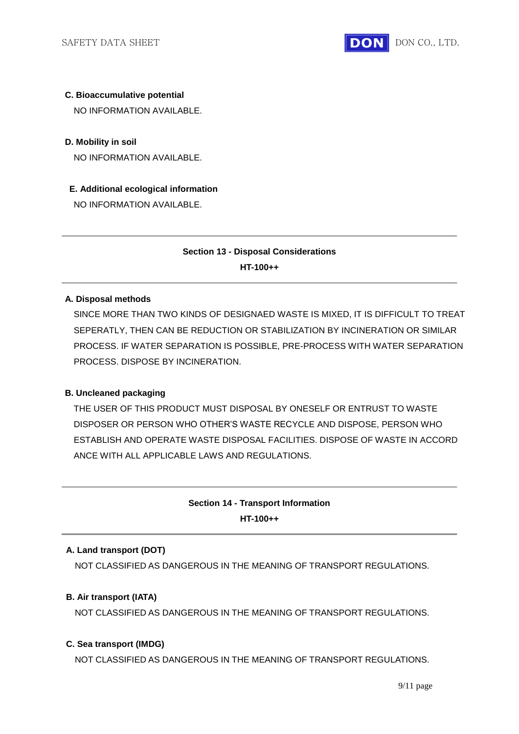**C. Bioaccumulative potential**

NO INFORMATION AVAILABLE.

**D. Mobility in soil**

NO INFORMATION AVAILABLE.

**E. Additional ecological information**

NO INFORMATION AVAILABLE.

---

## Section 13 - Disposal Considerations

**HT-100++**

---

**A. Disposal methods**

SINCE MORE THAN TWO KINDS OF DESIGNAED WASTE IS MIXED, IT IS DIFFICULT TO TREAT SEPERATLY, THEN CAN BE REDUCTION OR STABILIZATION BY INCINERATION OR SIMILAR PROCESS. IF WATER SEPARATION IS POSSIBLE, PRE-PROCESS WITH WATER SEPARATION PROCESS. DISPOSE BY INCINERATION.

**B. Uncleaned packaging**

THE USER OF THIS PRODUCT MUST DISPOSAL BY ONESELF OR ENTRUST TO WASTE DISPOSER OR PERSON WHO OTHER'S WASTE RECYCLE AND DISPOSE, PERSON WHO ESTABLISH AND OPERATE WASTE DISPOSAL FACILITIES. DISPOSE OF WASTE IN ACCORD ANCE WITH ALL APPLICABLE LAWS AND REGULATIONS.

---

## Section 14 - Transport Information

**HT-100++**

---

**A. Land transport (DOT)**

NOT CLASSIFIED AS DANGEROUS IN THE MEANING OF TRANSPORT REGULATIONS.

**B. Air transport (IATA)**

NOT CLASSIFIED AS DANGEROUS IN THE MEANING OF TRANSPORT REGULATIONS.

**C. Sea transport (IMDG)**

NOT CLASSIFIED AS DANGEROUS IN THE MEANING OF TRANSPORT REGULATIONS.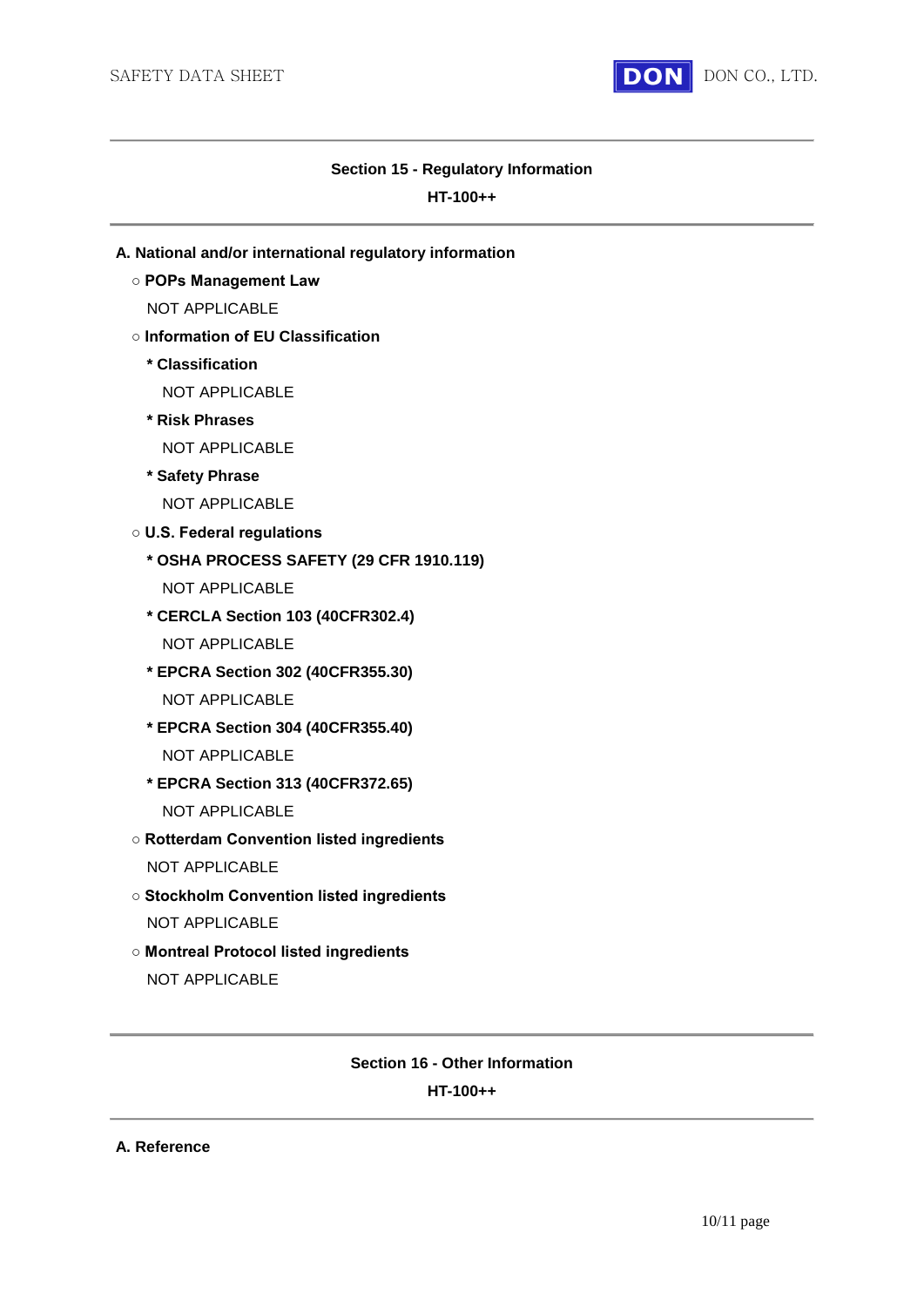## Section 15 - Regulatory Information

**HT-100++**

**A. National and/or international regulatory information**

○ **POPs Management Law**

NOT APPLICABLE

○ **Information of EU Classification**

* **Classification**

NOT APPLICABLE

* **Risk Phrases**

NOT APPLICABLE

* **Safety Phrase**

NOT APPLICABLE

○ **U.S. Federal regulations**

* **OSHA PROCESS SAFETY (29 CFR 1910.119)**

NOT APPLICABLE

* **CERCLA Section 103 (40CFR302.4)**

NOT APPLICABLE

* **EPCRA Section 302 (40CFR355.30)**

NOT APPLICABLE

* **EPCRA Section 304 (40CFR355.40)**

NOT APPLICABLE

* **EPCRA Section 313 (40CFR372.65)**

NOT APPLICABLE

○ **Rotterdam Convention listed ingredients**

NOT APPLICABLE

○ **Stockholm Convention listed ingredients**

NOT APPLICABLE

○ **Montreal Protocol listed ingredients**

NOT APPLICABLE

## Section 16 - Other Information

**HT-100++**

**A. Reference**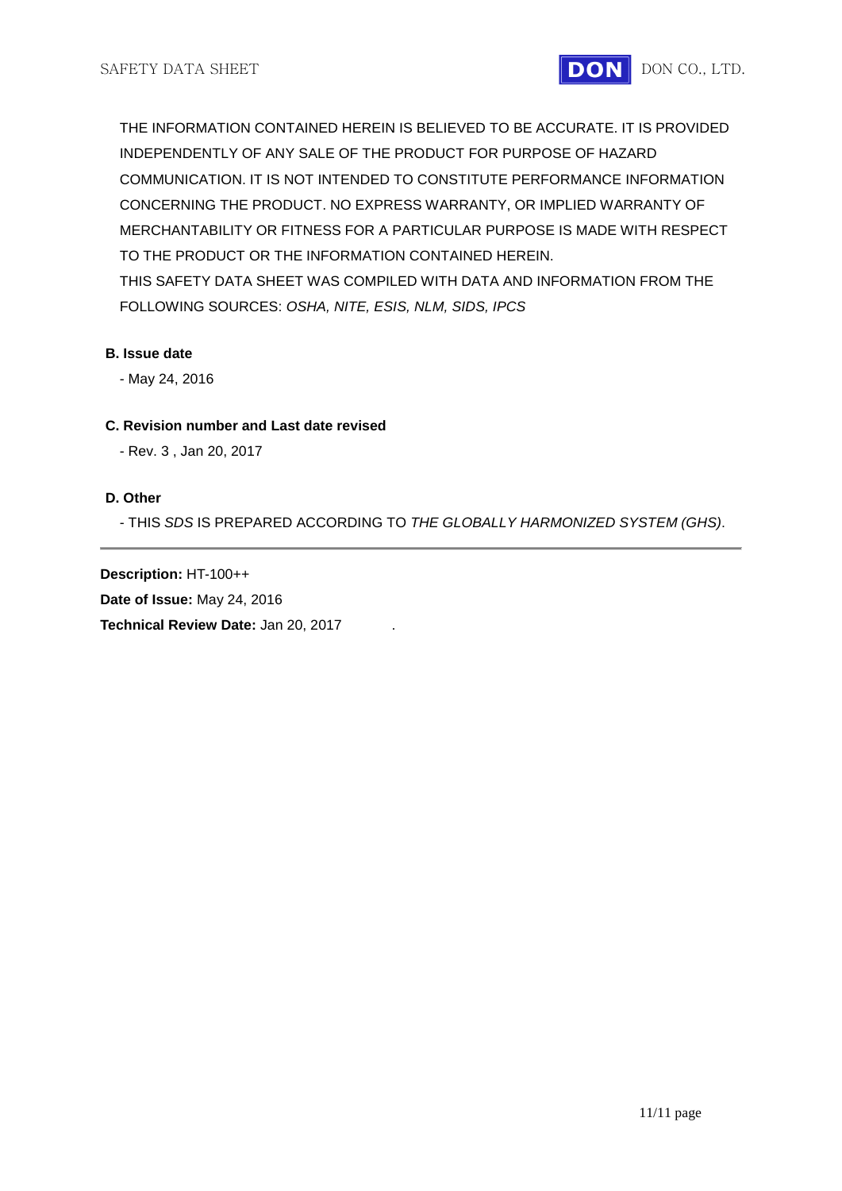THE INFORMATION CONTAINED HEREIN IS BELIEVED TO BE ACCURATE. IT IS PROVIDED INDEPENDENTLY OF ANY SALE OF THE PRODUCT FOR PURPOSE OF HAZARD COMMUNICATION. IT IS NOT INTENDED TO CONSTITUTE PERFORMANCE INFORMATION CONCERNING THE PRODUCT. NO EXPRESS WARRANTY, OR IMPLIED WARRANTY OF MERCHANTABILITY OR FITNESS FOR A PARTICULAR PURPOSE IS MADE WITH RESPECT TO THE PRODUCT OR THE INFORMATION CONTAINED HEREIN.
THIS SAFETY DATA SHEET WAS COMPILED WITH DATA AND INFORMATION FROM THE FOLLOWING SOURCES: *OSHA, NITE, ESIS, NLM, SIDS, IPCS*

**B. Issue date**

- May 24, 2016

**C. Revision number and Last date revised**

- Rev. 3 , Jan 20, 2017

**D. Other**

- THIS *SDS* IS PREPARED ACCORDING TO *THE GLOBALLY HARMONIZED SYSTEM (GHS)*.

---

**Description:** HT-100++
**Date of Issue:** May 24, 2016
**Technical Review Date:** Jan 20, 2017 .